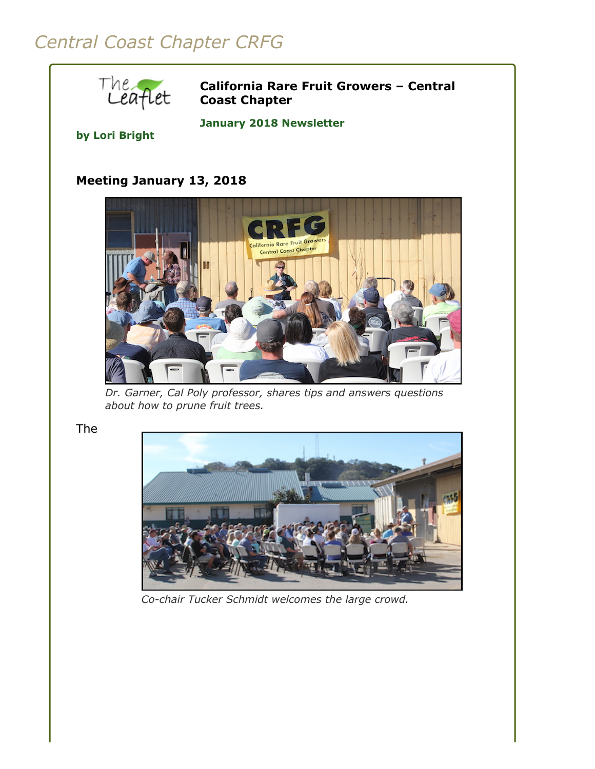# Central Coast Chapter CRFG

**California Rare Fruit Growers – Central Coast Chapter**

**January 2018 Newsletter**

**by Lori Bright**

### Meeting January 13, 2018

*Dr. Garner, Cal Poly professor, shares tips and answers questions about how to prune fruit trees.*

The

*Co-chair Tucker Schmidt welcomes the large crowd.*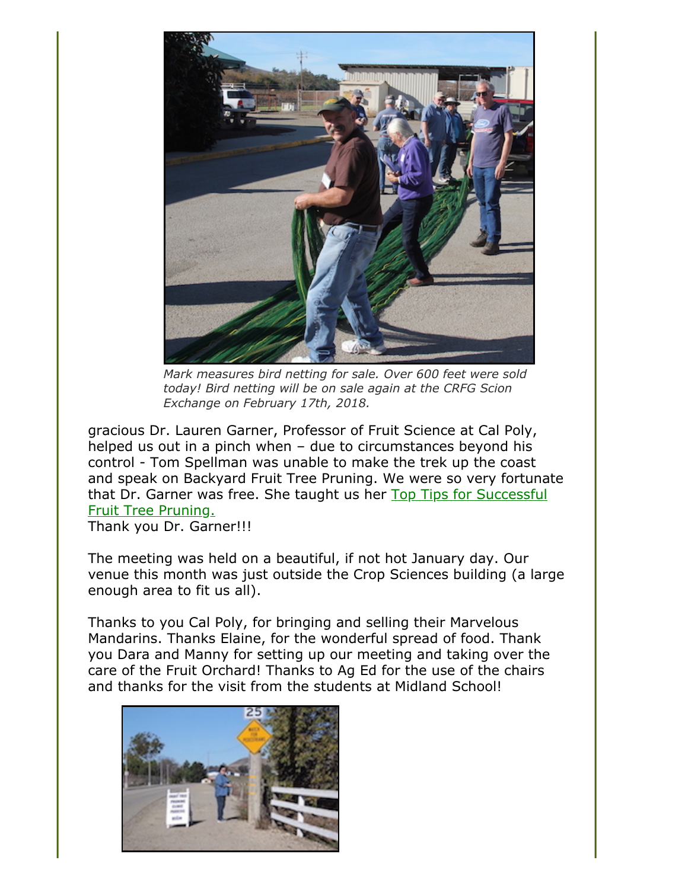*Mark measures bird netting for sale. Over 600 feet were sold today! Bird netting will be on sale again at the CRFG Scion Exchange on February 17th, 2018.*

gracious Dr. Lauren Garner, Professor of Fruit Science at Cal Poly, helped us out in a pinch when – due to circumstances beyond his control - Tom Spellman was unable to make the trek up the coast and speak on Backyard Fruit Tree Pruning. We were so very fortunate that Dr. Garner was free. She taught us her [Top Tips for Successful Fruit Tree Pruning.](#)
Thank you Dr. Garner!!!

The meeting was held on a beautiful, if not hot January day. Our venue this month was just outside the Crop Sciences building (a large enough area to fit us all).

Thanks to you Cal Poly, for bringing and selling their Marvelous Mandarins. Thanks Elaine, for the wonderful spread of food. Thank you Dara and Manny for setting up our meeting and taking over the care of the Fruit Orchard! Thanks to Ag Ed for the use of the chairs and thanks for the visit from the students at Midland School!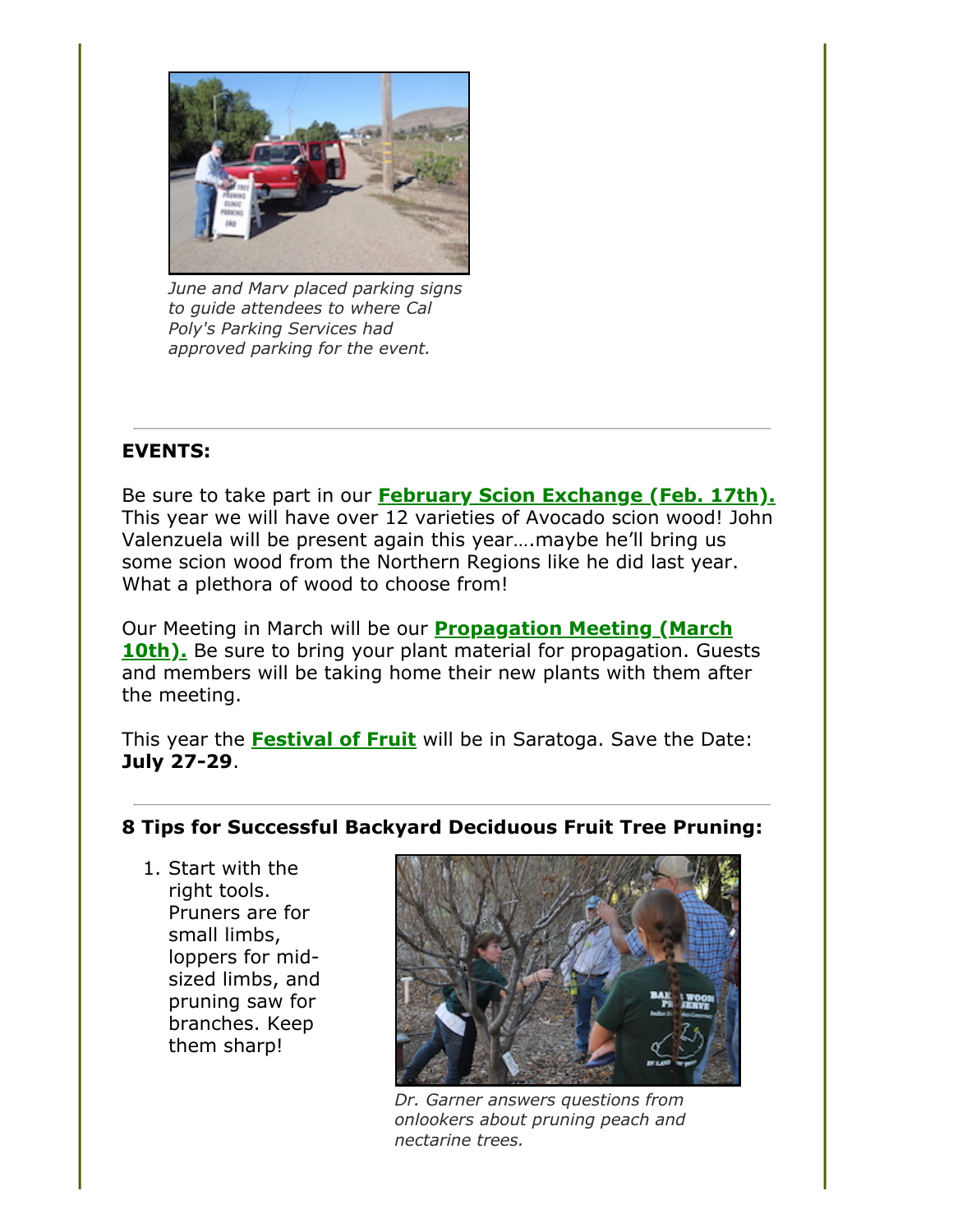*June and Marv placed parking signs to guide attendees to where Cal Poly's Parking Services had approved parking for the event.*

---

**EVENTS:**

Be sure to take part in our **February Scion Exchange (Feb. 17th).** This year we will have over 12 varieties of Avocado scion wood! John Valenzuela will be present again this year….maybe he'll bring us some scion wood from the Northern Regions like he did last year. What a plethora of wood to choose from!

Our Meeting in March will be our **Propagation Meeting (March 10th).** Be sure to bring your plant material for propagation. Guests and members will be taking home their new plants with them after the meeting.

This year the **Festival of Fruit** will be in Saratoga. Save the Date: **July 27-29**.

---

**8 Tips for Successful Backyard Deciduous Fruit Tree Pruning:**

1. Start with the right tools. Pruners are for small limbs, loppers for mid-sized limbs, and pruning saw for branches. Keep them sharp!

*Dr. Garner answers questions from onlookers about pruning peach and nectarine trees.*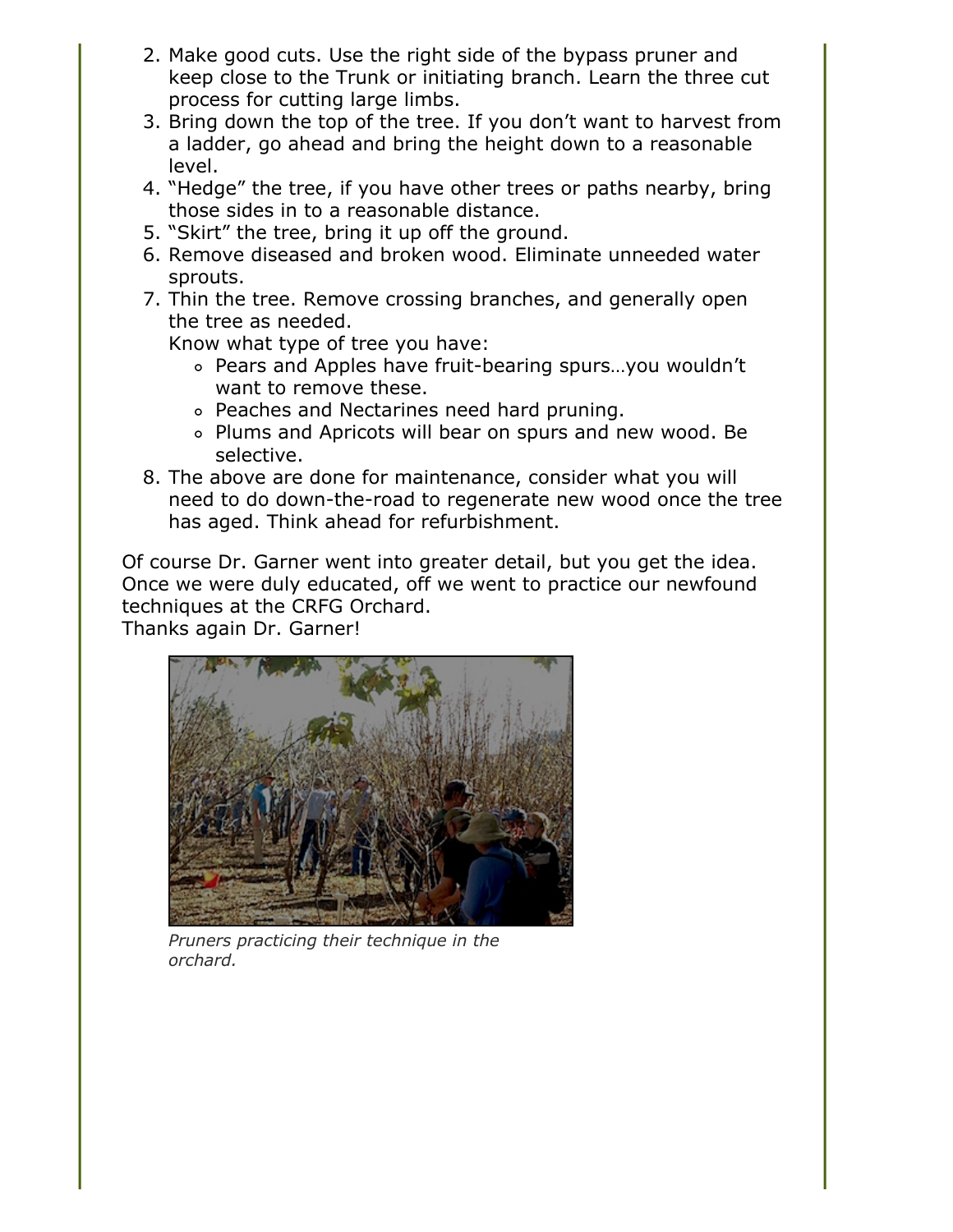2. Make good cuts. Use the right side of the bypass pruner and keep close to the Trunk or initiating branch. Learn the three cut process for cutting large limbs.
3. Bring down the top of the tree. If you don't want to harvest from a ladder, go ahead and bring the height down to a reasonable level.
4. "Hedge" the tree, if you have other trees or paths nearby, bring those sides in to a reasonable distance.
5. "Skirt" the tree, bring it up off the ground.
6. Remove diseased and broken wood. Eliminate unneeded water sprouts.
7. Thin the tree. Remove crossing branches, and generally open the tree as needed.
   Know what type of tree you have:
   - Pears and Apples have fruit-bearing spurs…you wouldn't want to remove these.
   - Peaches and Nectarines need hard pruning.
   - Plums and Apricots will bear on spurs and new wood. Be selective.
8. The above are done for maintenance, consider what you will need to do down-the-road to regenerate new wood once the tree has aged. Think ahead for refurbishment.

Of course Dr. Garner went into greater detail, but you get the idea. Once we were duly educated, off we went to practice our newfound techniques at the CRFG Orchard.
Thanks again Dr. Garner!

*Pruners practicing their technique in the orchard.*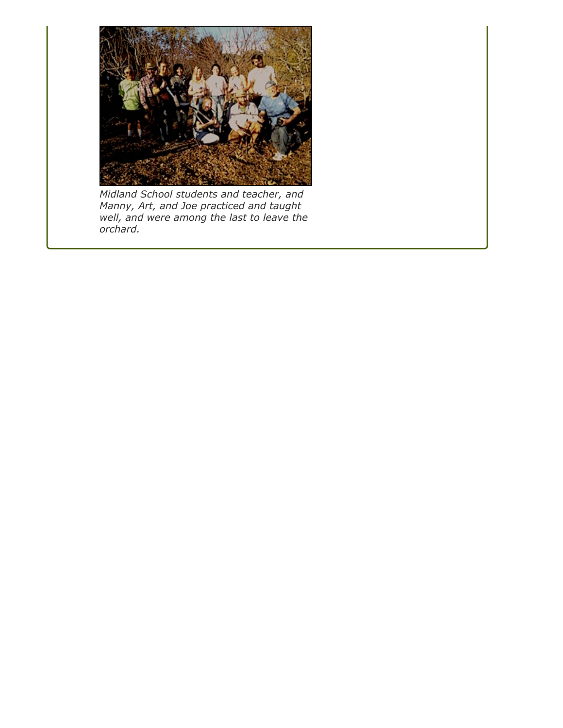*Midland School students and teacher, and Manny, Art, and Joe practiced and taught well, and were among the last to leave the orchard.*